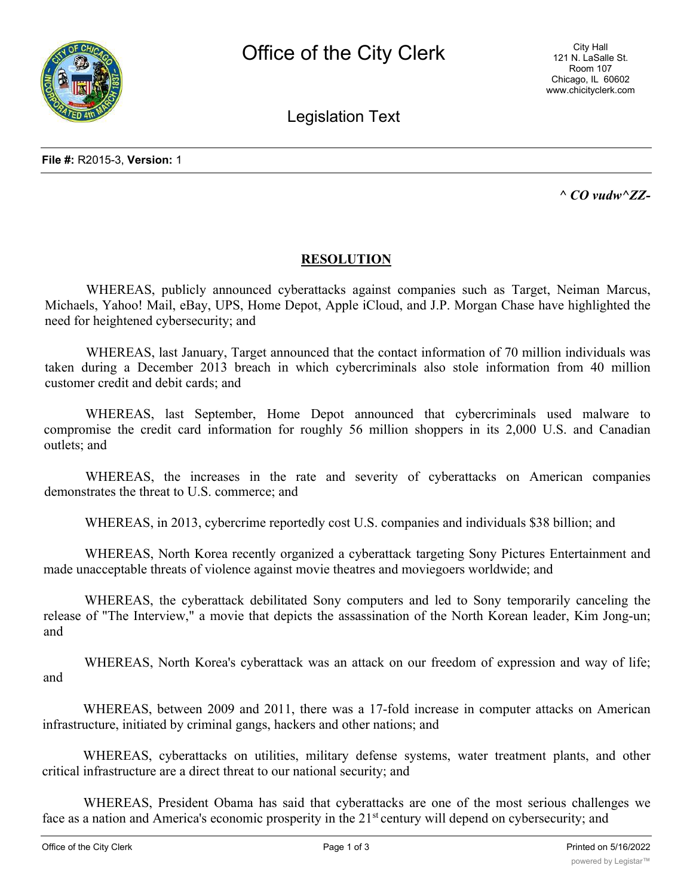File #: R2015-3, Version: 1

*^ CO vudw^ZZ-*

## RESOLUTION

WHEREAS, publicly announced cyberattacks against companies such as Target, Neiman Marcus, Michaels, Yahoo! Mail, eBay, UPS, Home Depot, Apple iCloud, and J.P. Morgan Chase have highlighted the need for heightened cybersecurity; and

WHEREAS, last January, Target announced that the contact information of 70 million individuals was taken during a December 2013 breach in which cybercriminals also stole information from 40 million customer credit and debit cards; and

WHEREAS, last September, Home Depot announced that cybercriminals used malware to compromise the credit card information for roughly 56 million shoppers in its 2,000 U.S. and Canadian outlets; and

WHEREAS, the increases in the rate and severity of cyberattacks on American companies demonstrates the threat to U.S. commerce; and

WHEREAS, in 2013, cybercrime reportedly cost U.S. companies and individuals $38 billion; and

WHEREAS, North Korea recently organized a cyberattack targeting Sony Pictures Entertainment and made unacceptable threats of violence against movie theatres and moviegoers worldwide; and

WHEREAS, the cyberattack debilitated Sony computers and led to Sony temporarily canceling the release of "The Interview," a movie that depicts the assassination of the North Korean leader, Kim Jong-un; and

WHEREAS, North Korea's cyberattack was an attack on our freedom of expression and way of life; and

WHEREAS, between 2009 and 2011, there was a 17-fold increase in computer attacks on American infrastructure, initiated by criminal gangs, hackers and other nations; and

WHEREAS, cyberattacks on utilities, military defense systems, water treatment plants, and other critical infrastructure are a direct threat to our national security; and

WHEREAS, President Obama has said that cyberattacks are one of the most serious challenges we face as a nation and America's economic prosperity in the 21st century will depend on cybersecurity; and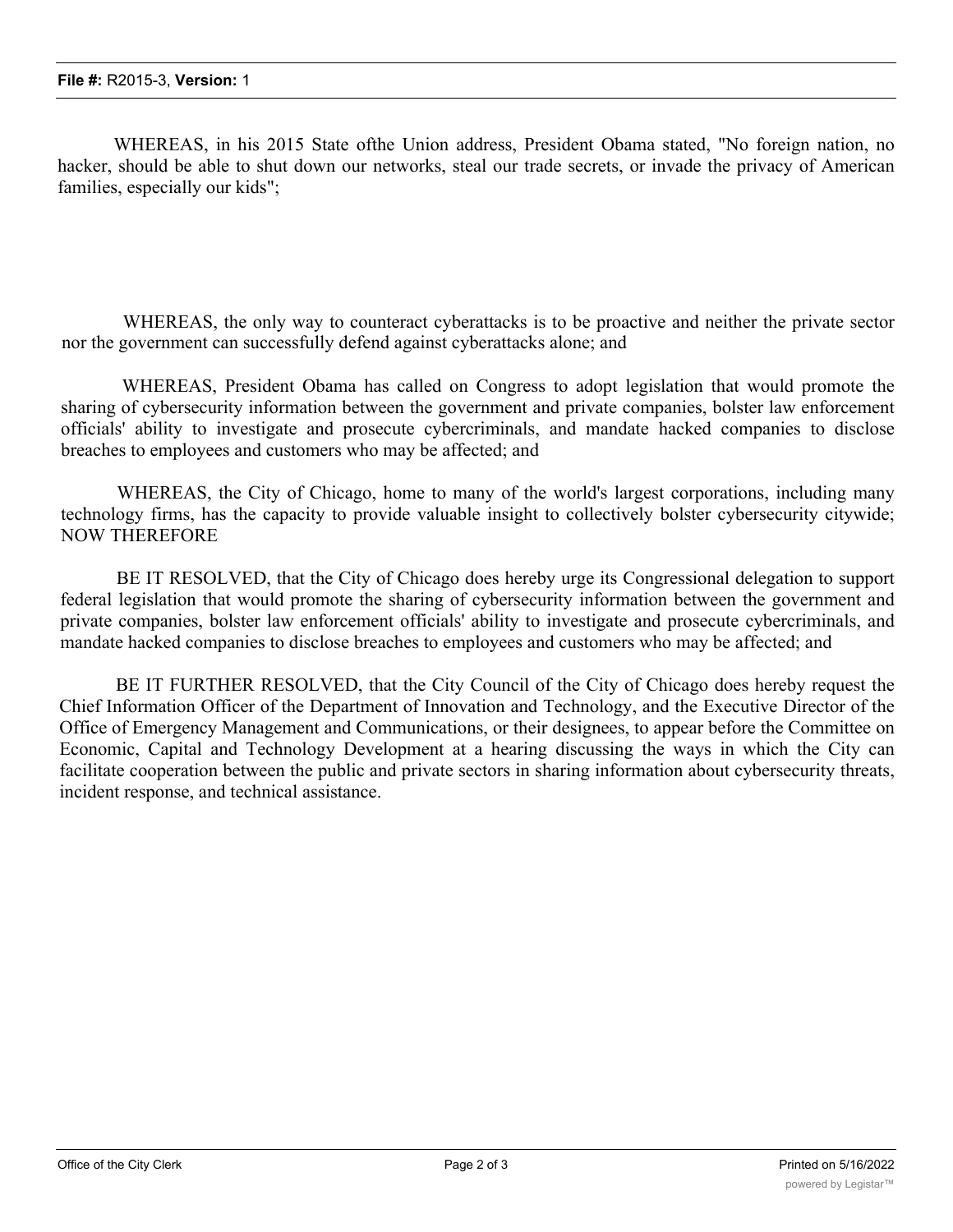WHEREAS, in his 2015 State ofthe Union address, President Obama stated, "No foreign nation, no hacker, should be able to shut down our networks, steal our trade secrets, or invade the privacy of American families, especially our kids";

WHEREAS, the only way to counteract cyberattacks is to be proactive and neither the private sector nor the government can successfully defend against cyberattacks alone; and

WHEREAS, President Obama has called on Congress to adopt legislation that would promote the sharing of cybersecurity information between the government and private companies, bolster law enforcement officials' ability to investigate and prosecute cybercriminals, and mandate hacked companies to disclose breaches to employees and customers who may be affected; and

WHEREAS, the City of Chicago, home to many of the world's largest corporations, including many technology firms, has the capacity to provide valuable insight to collectively bolster cybersecurity citywide; NOW THEREFORE

BE IT RESOLVED, that the City of Chicago does hereby urge its Congressional delegation to support federal legislation that would promote the sharing of cybersecurity information between the government and private companies, bolster law enforcement officials' ability to investigate and prosecute cybercriminals, and mandate hacked companies to disclose breaches to employees and customers who may be affected; and

BE IT FURTHER RESOLVED, that the City Council of the City of Chicago does hereby request the Chief Information Officer of the Department of Innovation and Technology, and the Executive Director of the Office of Emergency Management and Communications, or their designees, to appear before the Committee on Economic, Capital and Technology Development at a hearing discussing the ways in which the City can facilitate cooperation between the public and private sectors in sharing information about cybersecurity threats, incident response, and technical assistance.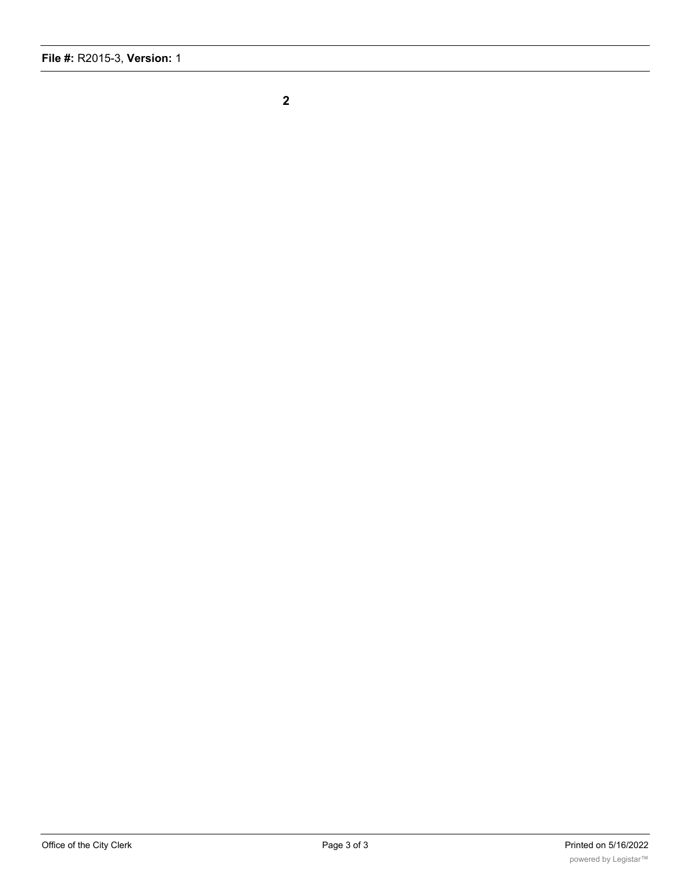**2**